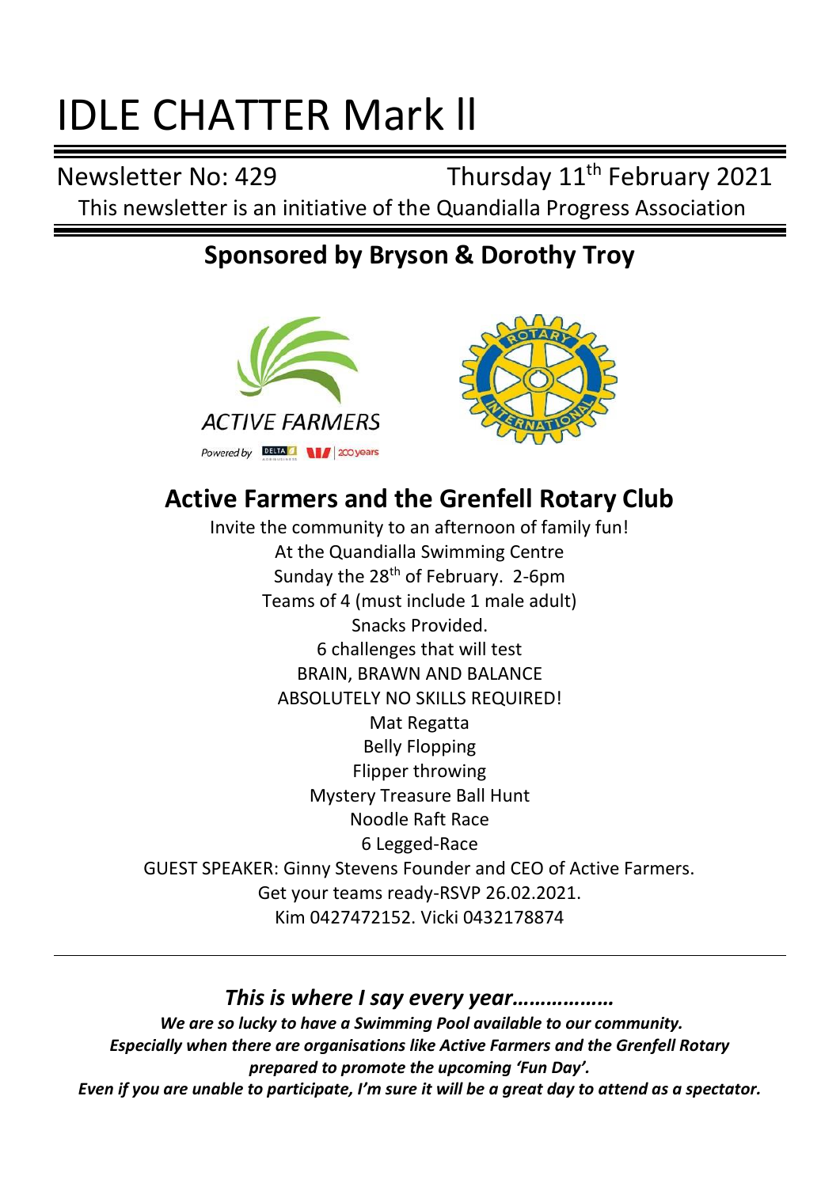# IDLE CHATTER Mark ll

Newsletter No: 429 Thursday 11th February 2021

This newsletter is an initiative of the Quandialla Progress Association

## Sponsored by Bryson & Dorothy Troy

ACTIVE FARMERS

Powered by DELTA 200 years

## Active Farmers and the Grenfell Rotary Club

Invite the community to an afternoon of family fun!
At the Quandialla Swimming Centre
Sunday the 28th of February. 2-6pm
Teams of 4 (must include 1 male adult)
Snacks Provided.
6 challenges that will test
BRAIN, BRAWN AND BALANCE
ABSOLUTELY NO SKILLS REQUIRED!
Mat Regatta
Belly Flopping
Flipper throwing
Mystery Treasure Ball Hunt
Noodle Raft Race
6 Legged-Race
GUEST SPEAKER: Ginny Stevens Founder and CEO of Active Farmers.
Get your teams ready-RSVP 26.02.2021.
Kim 0427472152. Vicki 0432178874

---

### *This is where I say every year………………*

***We are so lucky to have a Swimming Pool available to our community.***
***Especially when there are organisations like Active Farmers and the Grenfell Rotary prepared to promote the upcoming 'Fun Day'.***
***Even if you are unable to participate, I'm sure it will be a great day to attend as a spectator.***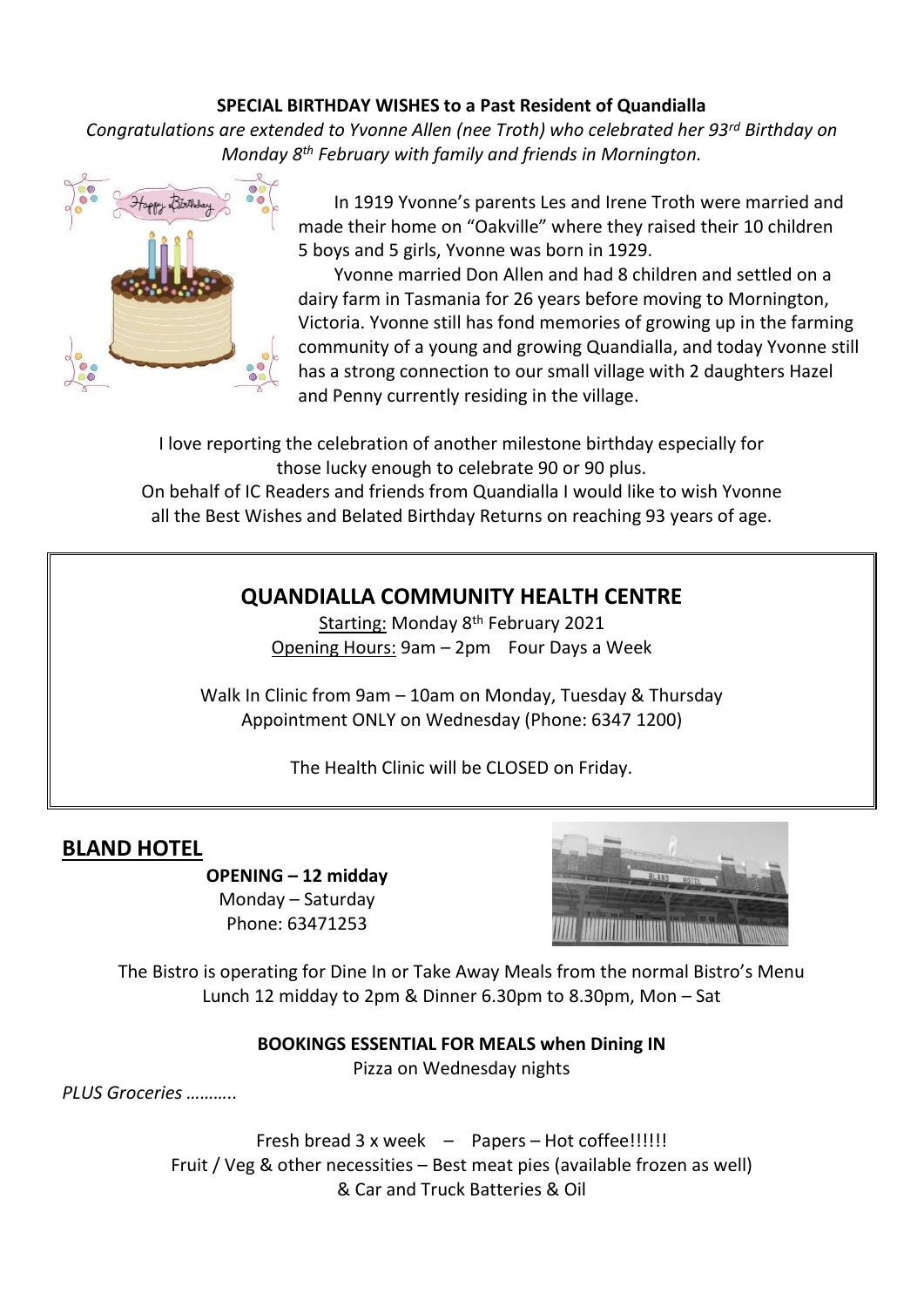**SPECIAL BIRTHDAY WISHES to a Past Resident of Quandialla**

*Congratulations are extended to Yvonne Allen (nee Troth) who celebrated her 93rd Birthday on Monday 8th February with family and friends in Mornington.*

In 1919 Yvonne's parents Les and Irene Troth were married and made their home on "Oakville" where they raised their 10 children 5 boys and 5 girls, Yvonne was born in 1929.

Yvonne married Don Allen and had 8 children and settled on a dairy farm in Tasmania for 26 years before moving to Mornington, Victoria. Yvonne still has fond memories of growing up in the farming community of a young and growing Quandialla, and today Yvonne still has a strong connection to our small village with 2 daughters Hazel and Penny currently residing in the village.

I love reporting the celebration of another milestone birthday especially for those lucky enough to celebrate 90 or 90 plus.
On behalf of IC Readers and friends from Quandialla I would like to wish Yvonne all the Best Wishes and Belated Birthday Returns on reaching 93 years of age.

## QUANDIALLA COMMUNITY HEALTH CENTRE

Starting: Monday 8th February 2021
Opening Hours: 9am – 2pm Four Days a Week

Walk In Clinic from 9am – 10am on Monday, Tuesday & Thursday
Appointment ONLY on Wednesday (Phone: 6347 1200)

The Health Clinic will be CLOSED on Friday.

## BLAND HOTEL

**OPENING – 12 midday**
Monday – Saturday
Phone: 63471253

The Bistro is operating for Dine In or Take Away Meals from the normal Bistro's Menu
Lunch 12 midday to 2pm & Dinner 6.30pm to 8.30pm, Mon – Sat

**BOOKINGS ESSENTIAL FOR MEALS when Dining IN**
Pizza on Wednesday nights

*PLUS Groceries ………..*

Fresh bread 3 x week – Papers – Hot coffee!!!!!!
Fruit / Veg & other necessities – Best meat pies (available frozen as well)
& Car and Truck Batteries & Oil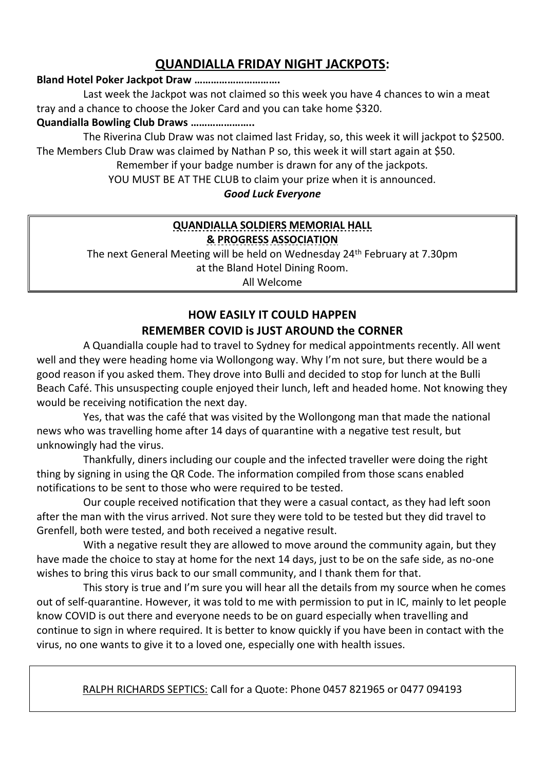## QUANDIALLA FRIDAY NIGHT JACKPOTS:

**Bland Hotel Poker Jackpot Draw ………………………….**

Last week the Jackpot was not claimed so this week you have 4 chances to win a meat tray and a chance to choose the Joker Card and you can take home $320.

**Quandialla Bowling Club Draws …………………..**

The Riverina Club Draw was not claimed last Friday, so, this week it will jackpot to $2500. The Members Club Draw was claimed by Nathan P so, this week it will start again at $50.

Remember if your badge number is drawn for any of the jackpots.

YOU MUST BE AT THE CLUB to claim your prize when it is announced.

***Good Luck Everyone***

---

**QUANDIALLA SOLDIERS MEMORIAL HALL**
**& PROGRESS ASSOCIATION**

The next General Meeting will be held on Wednesday 24th February at 7.30pm at the Bland Hotel Dining Room.

All Welcome

---

### HOW EASILY IT COULD HAPPEN
### REMEMBER COVID is JUST AROUND the CORNER

A Quandialla couple had to travel to Sydney for medical appointments recently. All went well and they were heading home via Wollongong way. Why I'm not sure, but there would be a good reason if you asked them. They drove into Bulli and decided to stop for lunch at the Bulli Beach Café. This unsuspecting couple enjoyed their lunch, left and headed home. Not knowing they would be receiving notification the next day.

Yes, that was the café that was visited by the Wollongong man that made the national news who was travelling home after 14 days of quarantine with a negative test result, but unknowingly had the virus.

Thankfully, diners including our couple and the infected traveller were doing the right thing by signing in using the QR Code. The information compiled from those scans enabled notifications to be sent to those who were required to be tested.

Our couple received notification that they were a casual contact, as they had left soon after the man with the virus arrived. Not sure they were told to be tested but they did travel to Grenfell, both were tested, and both received a negative result.

With a negative result they are allowed to move around the community again, but they have made the choice to stay at home for the next 14 days, just to be on the safe side, as no-one wishes to bring this virus back to our small community, and I thank them for that.

This story is true and I'm sure you will hear all the details from my source when he comes out of self-quarantine. However, it was told to me with permission to put in IC, mainly to let people know COVID is out there and everyone needs to be on guard especially when travelling and continue to sign in where required. It is better to know quickly if you have been in contact with the virus, no one wants to give it to a loved one, especially one with health issues.

---

RALPH RICHARDS SEPTICS: Call for a Quote: Phone 0457 821965 or 0477 094193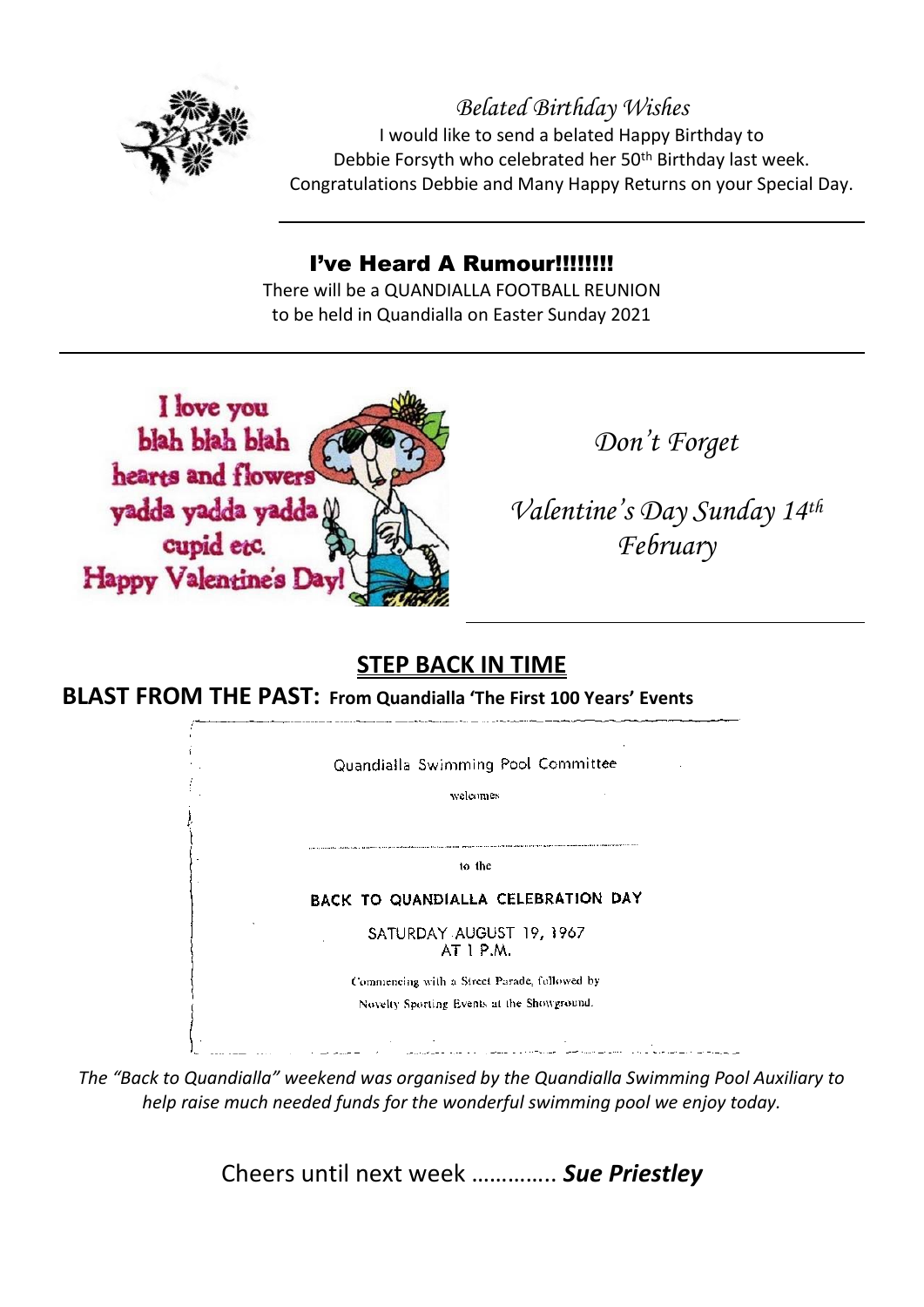### *Belated Birthday Wishes*

I would like to send a belated Happy Birthday to Debbie Forsyth who celebrated her 50th Birthday last week. Congratulations Debbie and Many Happy Returns on your Special Day.

---

## I've Heard A Rumour!!!!!!!!

There will be a QUANDIALLA FOOTBALL REUNION to be held in Quandialla on Easter Sunday 2021

---

*Don't Forget*

*Valentine's Day Sunday 14th February*

---

## STEP BACK IN TIME

**BLAST FROM THE PAST: From Quandialla 'The First 100 Years' Events**

Quandialla Swimming Pool Committee

welcomes

........................................................

to the

BACK TO QUANDIALLA CELEBRATION DAY

SATURDAY AUGUST 19, 1967
AT 1 P.M.

Commencing with a Street Parade, followed by Novelty Sporting Events at the Showground.

*The "Back to Quandialla" weekend was organised by the Quandialla Swimming Pool Auxiliary to help raise much needed funds for the wonderful swimming pool we enjoy today.*

Cheers until next week ………….. ***Sue Priestley***